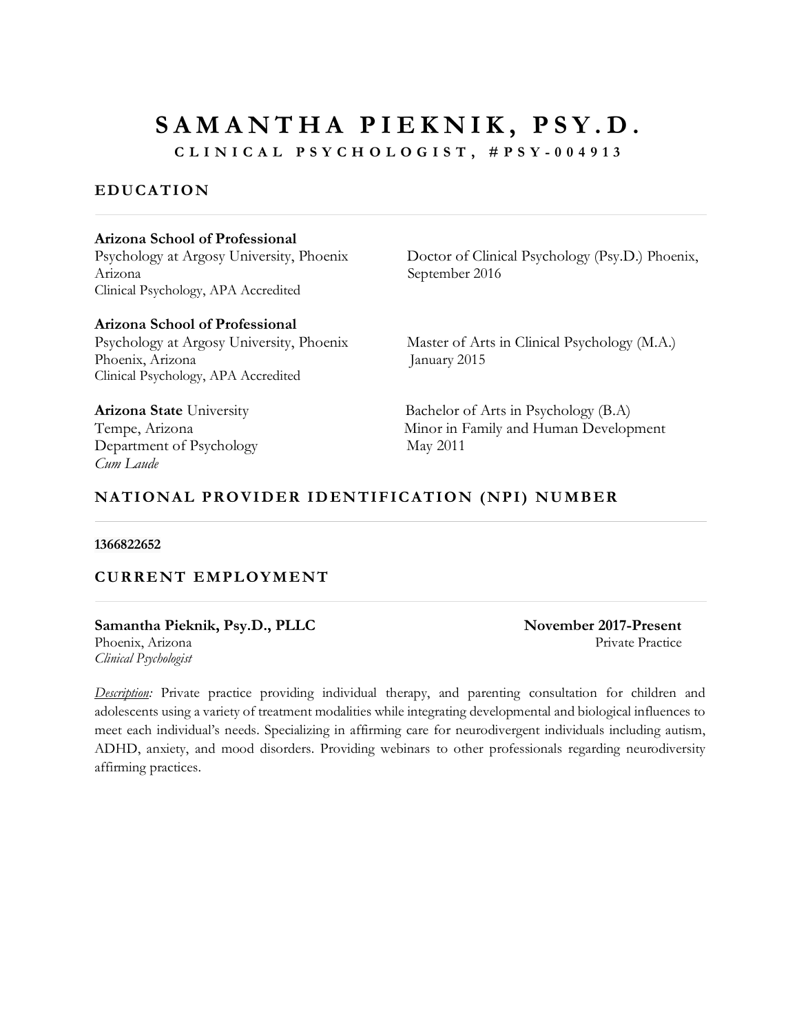# SAMANTHA PIEKNIK, PSY.D.

**CLINICAL PSYCHOLOGIST, #PSY-004913**

## EDUCATION

**Arizona School of Professional**
Psychology at Argosy University, Phoenix
Arizona
Clinical Psychology, APA Accredited

Doctor of Clinical Psychology (Psy.D.) Phoenix,
September 2016

**Arizona School of Professional**
Psychology at Argosy University, Phoenix
Phoenix, Arizona
Clinical Psychology, APA Accredited

Master of Arts in Clinical Psychology (M.A.)
January 2015

**Arizona State** University
Tempe, Arizona
Department of Psychology
*Cum Laude*

Bachelor of Arts in Psychology (B.A)
Minor in Family and Human Development
May 2011

## NATIONAL PROVIDER IDENTIFICATION (NPI) NUMBER

**1366822652**

## CURRENT EMPLOYMENT

**Samantha Pieknik, Psy.D., PLLC** — **November 2017-Present**
Phoenix, Arizona — Private Practice
*Clinical Psychologist*

*Description:* Private practice providing individual therapy, and parenting consultation for children and adolescents using a variety of treatment modalities while integrating developmental and biological influences to meet each individual's needs. Specializing in affirming care for neurodivergent individuals including autism, ADHD, anxiety, and mood disorders. Providing webinars to other professionals regarding neurodiversity affirming practices.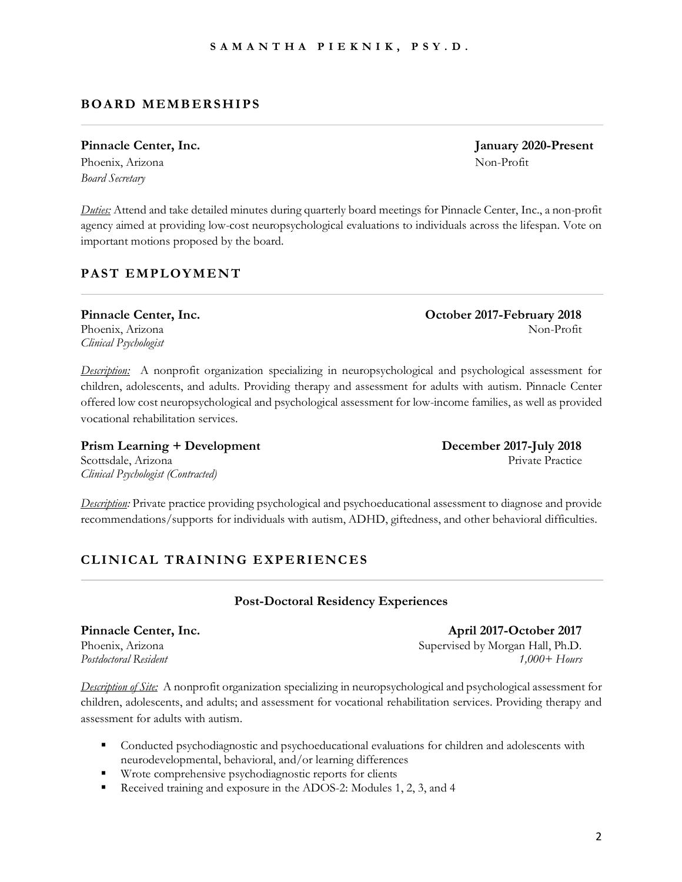## BOARD MEMBERSHIPS

**Pinnacle Center, Inc.** **January 2020-Present**
Phoenix, Arizona Non-Profit
*Board Secretary*

*Duties:* Attend and take detailed minutes during quarterly board meetings for Pinnacle Center, Inc., a non-profit agency aimed at providing low-cost neuropsychological evaluations to individuals across the lifespan. Vote on important motions proposed by the board.

## PAST EMPLOYMENT

**Pinnacle Center, Inc.** **October 2017-February 2018**
Phoenix, Arizona Non-Profit
*Clinical Psychologist*

*Description:* A nonprofit organization specializing in neuropsychological and psychological assessment for children, adolescents, and adults. Providing therapy and assessment for adults with autism. Pinnacle Center offered low cost neuropsychological and psychological assessment for low-income families, as well as provided vocational rehabilitation services.

**Prism Learning + Development** **December 2017-July 2018**
Scottsdale, Arizona Private Practice
*Clinical Psychologist (Contracted)*

*Description:* Private practice providing psychological and psychoeducational assessment to diagnose and provide recommendations/supports for individuals with autism, ADHD, giftedness, and other behavioral difficulties.

## CLINICAL TRAINING EXPERIENCES

### Post-Doctoral Residency Experiences

**Pinnacle Center, Inc.** **April 2017-October 2017**
Phoenix, Arizona Supervised by Morgan Hall, Ph.D.
*Postdoctoral Resident* *1,000+ Hours*

*Description of Site:* A nonprofit organization specializing in neuropsychological and psychological assessment for children, adolescents, and adults; and assessment for vocational rehabilitation services. Providing therapy and assessment for adults with autism.

- Conducted psychodiagnostic and psychoeducational evaluations for children and adolescents with neurodevelopmental, behavioral, and/or learning differences
- Wrote comprehensive psychodiagnostic reports for clients
- Received training and exposure in the ADOS-2: Modules 1, 2, 3, and 4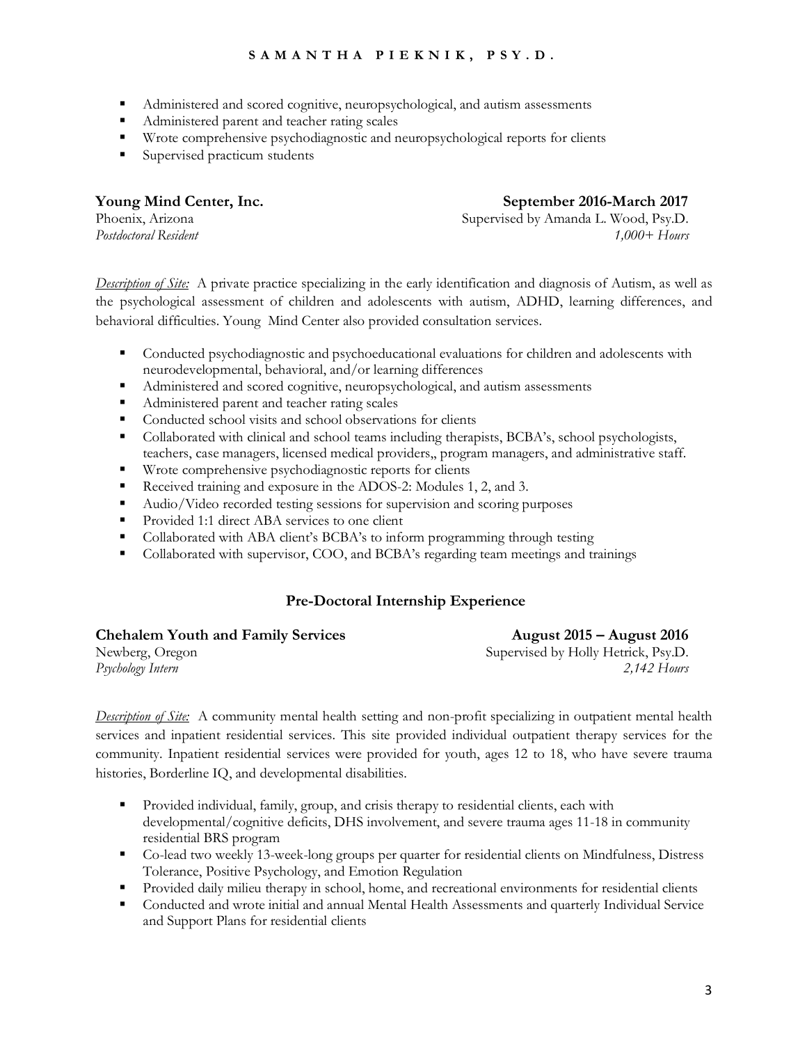- Administered and scored cognitive, neuropsychological, and autism assessments
- Administered parent and teacher rating scales
- Wrote comprehensive psychodiagnostic and neuropsychological reports for clients
- Supervised practicum students

**Young Mind Center, Inc.** **September 2016-March 2017**
Phoenix, Arizona Supervised by Amanda L. Wood, Psy.D.
*Postdoctoral Resident* *1,000+ Hours*

*Description of Site:* A private practice specializing in the early identification and diagnosis of Autism, as well as the psychological assessment of children and adolescents with autism, ADHD, learning differences, and behavioral difficulties. Young Mind Center also provided consultation services.

- Conducted psychodiagnostic and psychoeducational evaluations for children and adolescents with neurodevelopmental, behavioral, and/or learning differences
- Administered and scored cognitive, neuropsychological, and autism assessments
- Administered parent and teacher rating scales
- Conducted school visits and school observations for clients
- Collaborated with clinical and school teams including therapists, BCBA's, school psychologists, teachers, case managers, licensed medical providers,, program managers, and administrative staff.
- Wrote comprehensive psychodiagnostic reports for clients
- Received training and exposure in the ADOS-2: Modules 1, 2, and 3.
- Audio/Video recorded testing sessions for supervision and scoring purposes
- Provided 1:1 direct ABA services to one client
- Collaborated with ABA client's BCBA's to inform programming through testing
- Collaborated with supervisor, COO, and BCBA's regarding team meetings and trainings

## Pre-Doctoral Internship Experience

**Chehalem Youth and Family Services** **August 2015 – August 2016**
Newberg, Oregon Supervised by Holly Hetrick, Psy.D.
*Psychology Intern* *2,142 Hours*

*Description of Site:* A community mental health setting and non-profit specializing in outpatient mental health services and inpatient residential services. This site provided individual outpatient therapy services for the community. Inpatient residential services were provided for youth, ages 12 to 18, who have severe trauma histories, Borderline IQ, and developmental disabilities.

- Provided individual, family, group, and crisis therapy to residential clients, each with developmental/cognitive deficits, DHS involvement, and severe trauma ages 11-18 in community residential BRS program
- Co-lead two weekly 13-week-long groups per quarter for residential clients on Mindfulness, Distress Tolerance, Positive Psychology, and Emotion Regulation
- Provided daily milieu therapy in school, home, and recreational environments for residential clients
- Conducted and wrote initial and annual Mental Health Assessments and quarterly Individual Service and Support Plans for residential clients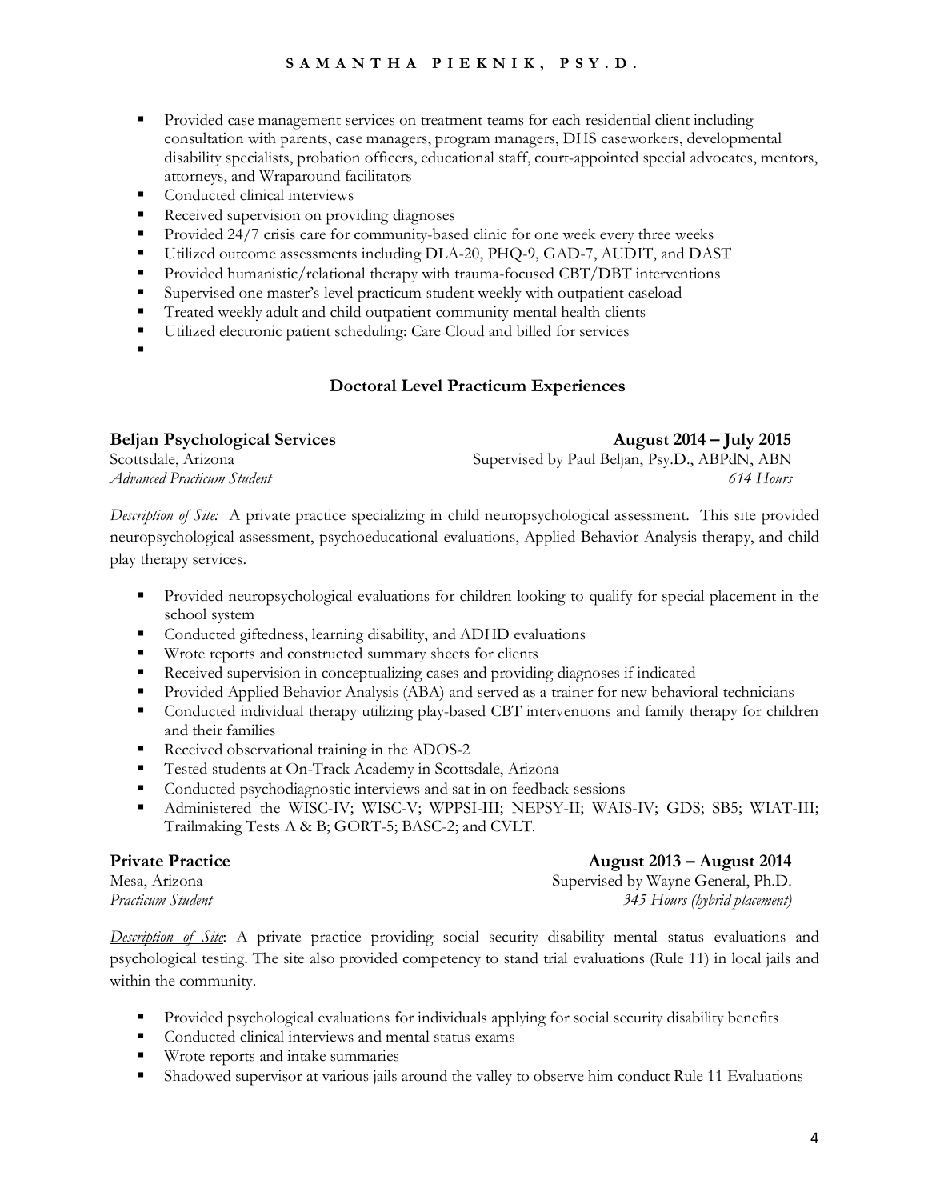- Provided case management services on treatment teams for each residential client including consultation with parents, case managers, program managers, DHS caseworkers, developmental disability specialists, probation officers, educational staff, court-appointed special advocates, mentors, attorneys, and Wraparound facilitators
- Conducted clinical interviews
- Received supervision on providing diagnoses
- Provided 24/7 crisis care for community-based clinic for one week every three weeks
- Utilized outcome assessments including DLA-20, PHQ-9, GAD-7, AUDIT, and DAST
- Provided humanistic/relational therapy with trauma-focused CBT/DBT interventions
- Supervised one master's level practicum student weekly with outpatient caseload
- Treated weekly adult and child outpatient community mental health clients
- Utilized electronic patient scheduling: Care Cloud and billed for services

## Doctoral Level Practicum Experiences

**Beljan Psychological Services** — **August 2014 – July 2015**
Scottsdale, Arizona — Supervised by Paul Beljan, Psy.D., ABPdN, ABN
*Advanced Practicum Student* — *614 Hours*

*Description of Site:* A private practice specializing in child neuropsychological assessment. This site provided neuropsychological assessment, psychoeducational evaluations, Applied Behavior Analysis therapy, and child play therapy services.

- Provided neuropsychological evaluations for children looking to qualify for special placement in the school system
- Conducted giftedness, learning disability, and ADHD evaluations
- Wrote reports and constructed summary sheets for clients
- Received supervision in conceptualizing cases and providing diagnoses if indicated
- Provided Applied Behavior Analysis (ABA) and served as a trainer for new behavioral technicians
- Conducted individual therapy utilizing play-based CBT interventions and family therapy for children and their families
- Received observational training in the ADOS-2
- Tested students at On-Track Academy in Scottsdale, Arizona
- Conducted psychodiagnostic interviews and sat in on feedback sessions
- Administered the WISC-IV; WISC-V; WPPSI-III; NEPSY-II; WAIS-IV; GDS; SB5; WIAT-III; Trailmaking Tests A & B; GORT-5; BASC-2; and CVLT.

**Private Practice** — **August 2013 – August 2014**
Mesa, Arizona — Supervised by Wayne General, Ph.D.
*Practicum Student* — *345 Hours (hybrid placement)*

*Description of Site*: A private practice providing social security disability mental status evaluations and psychological testing. The site also provided competency to stand trial evaluations (Rule 11) in local jails and within the community.

- Provided psychological evaluations for individuals applying for social security disability benefits
- Conducted clinical interviews and mental status exams
- Wrote reports and intake summaries
- Shadowed supervisor at various jails around the valley to observe him conduct Rule 11 Evaluations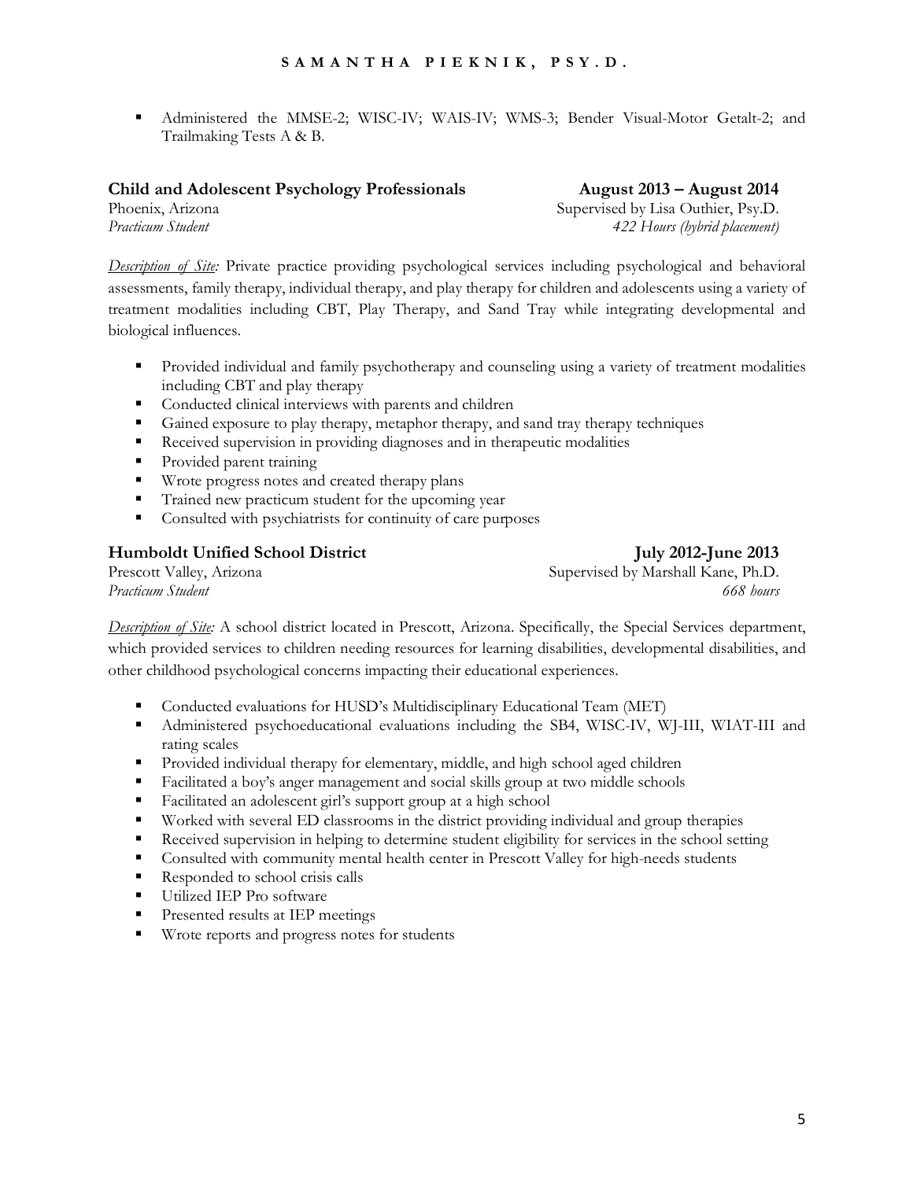- Administered the MMSE-2; WISC-IV; WAIS-IV; WMS-3; Bender Visual-Motor Getalt-2; and Trailmaking Tests A & B.

**Child and Adolescent Psychology Professionals** **August 2013 – August 2014**
Phoenix, Arizona Supervised by Lisa Outhier, Psy.D.
*Practicum Student* *422 Hours (hybrid placement)*

*Description of Site:* Private practice providing psychological services including psychological and behavioral assessments, family therapy, individual therapy, and play therapy for children and adolescents using a variety of treatment modalities including CBT, Play Therapy, and Sand Tray while integrating developmental and biological influences.

- Provided individual and family psychotherapy and counseling using a variety of treatment modalities including CBT and play therapy
- Conducted clinical interviews with parents and children
- Gained exposure to play therapy, metaphor therapy, and sand tray therapy techniques
- Received supervision in providing diagnoses and in therapeutic modalities
- Provided parent training
- Wrote progress notes and created therapy plans
- Trained new practicum student for the upcoming year
- Consulted with psychiatrists for continuity of care purposes

**Humboldt Unified School District** **July 2012-June 2013**
Prescott Valley, Arizona Supervised by Marshall Kane, Ph.D.
*Practicum Student* *668 hours*

*Description of Site:* A school district located in Prescott, Arizona. Specifically, the Special Services department, which provided services to children needing resources for learning disabilities, developmental disabilities, and other childhood psychological concerns impacting their educational experiences.

- Conducted evaluations for HUSD's Multidisciplinary Educational Team (MET)
- Administered psychoeducational evaluations including the SB4, WISC-IV, WJ-III, WIAT-III and rating scales
- Provided individual therapy for elementary, middle, and high school aged children
- Facilitated a boy's anger management and social skills group at two middle schools
- Facilitated an adolescent girl's support group at a high school
- Worked with several ED classrooms in the district providing individual and group therapies
- Received supervision in helping to determine student eligibility for services in the school setting
- Consulted with community mental health center in Prescott Valley for high-needs students
- Responded to school crisis calls
- Utilized IEP Pro software
- Presented results at IEP meetings
- Wrote reports and progress notes for students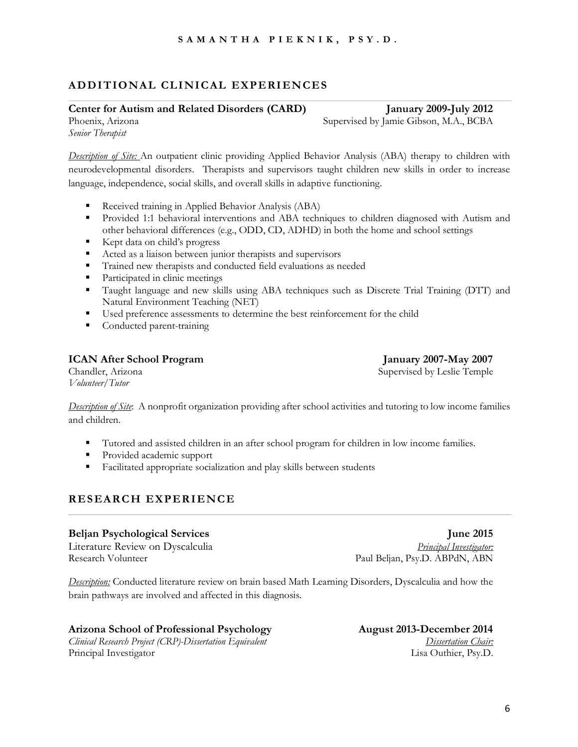## ADDITIONAL CLINICAL EXPERIENCES

**Center for Autism and Related Disorders (CARD)** **January 2009-July 2012**
Phoenix, Arizona Supervised by Jamie Gibson, M.A., BCBA
*Senior Therapist*

*Description of Site:* An outpatient clinic providing Applied Behavior Analysis (ABA) therapy to children with neurodevelopmental disorders. Therapists and supervisors taught children new skills in order to increase language, independence, social skills, and overall skills in adaptive functioning.

- Received training in Applied Behavior Analysis (ABA)
- Provided 1:1 behavioral interventions and ABA techniques to children diagnosed with Autism and other behavioral differences (e.g., ODD, CD, ADHD) in both the home and school settings
- Kept data on child's progress
- Acted as a liaison between junior therapists and supervisors
- Trained new therapists and conducted field evaluations as needed
- Participated in clinic meetings
- Taught language and new skills using ABA techniques such as Discrete Trial Training (DTT) and Natural Environment Teaching (NET)
- Used preference assessments to determine the best reinforcement for the child
- Conducted parent-training

**ICAN After School Program** **January 2007-May 2007**
Chandler, Arizona Supervised by Leslie Temple
*Volunteer/Tutor*

*Description of Site*: A nonprofit organization providing after school activities and tutoring to low income families and children.

- Tutored and assisted children in an after school program for children in low income families.
- Provided academic support
- Facilitated appropriate socialization and play skills between students

## RESEARCH EXPERIENCE

**Beljan Psychological Services** **June 2015**
Literature Review on Dyscalculia *Principal Investigator:*
Research Volunteer Paul Beljan, Psy.D. ABPdN, ABN

*Description:* Conducted literature review on brain based Math Learning Disorders, Dyscalculia and how the brain pathways are involved and affected in this diagnosis.

**Arizona School of Professional Psychology** **August 2013-December 2014**
*Clinical Research Project (CRP)-Dissertation Equivalent* *Dissertation Chair:*
Principal Investigator Lisa Outhier, Psy.D.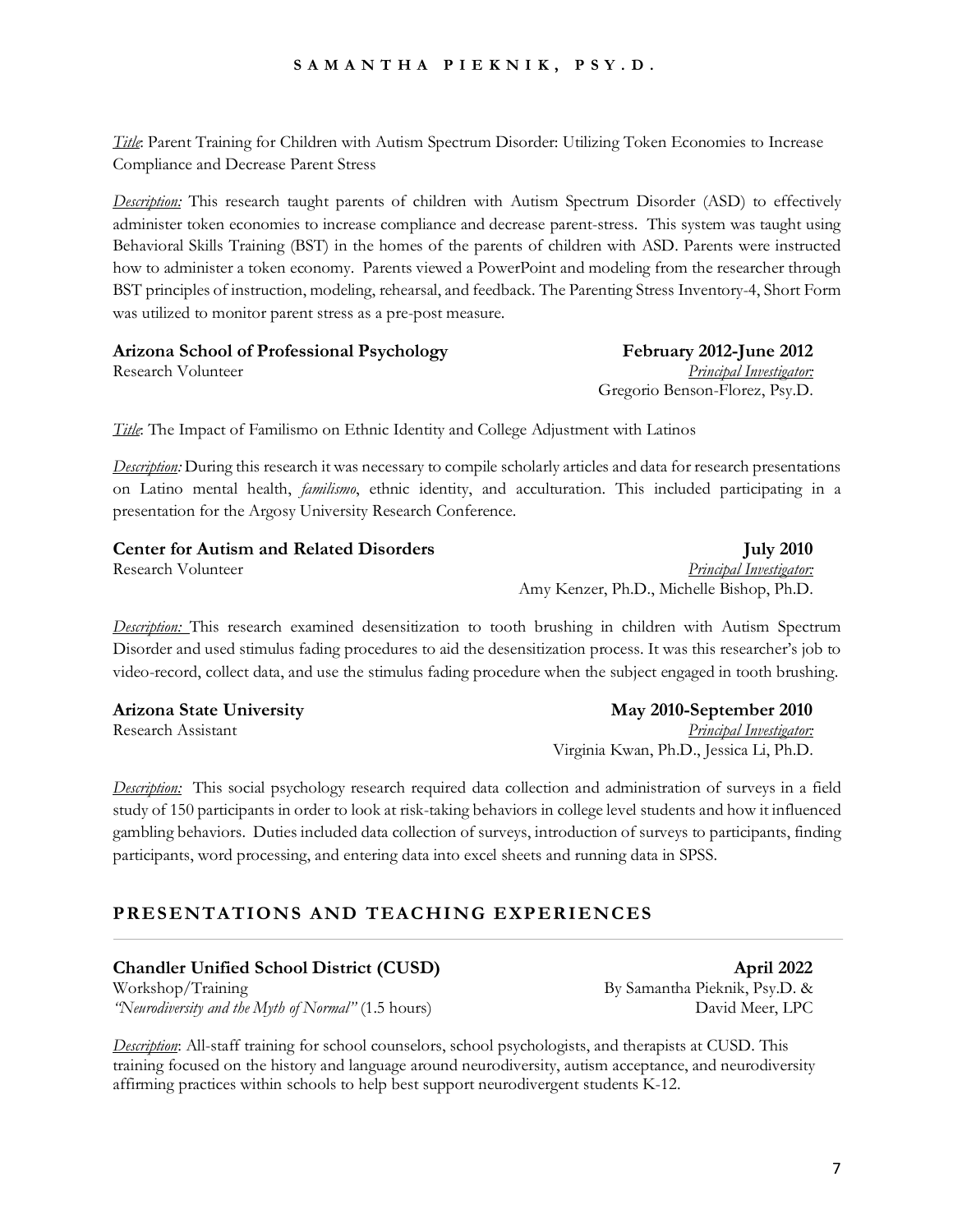*Title*: Parent Training for Children with Autism Spectrum Disorder: Utilizing Token Economies to Increase Compliance and Decrease Parent Stress

*Description:* This research taught parents of children with Autism Spectrum Disorder (ASD) to effectively administer token economies to increase compliance and decrease parent-stress. This system was taught using Behavioral Skills Training (BST) in the homes of the parents of children with ASD. Parents were instructed how to administer a token economy. Parents viewed a PowerPoint and modeling from the researcher through BST principles of instruction, modeling, rehearsal, and feedback. The Parenting Stress Inventory-4, Short Form was utilized to monitor parent stress as a pre-post measure.

**Arizona School of Professional Psychology** — **February 2012-June 2012**
Research Volunteer
*Principal Investigator:* Gregorio Benson-Florez, Psy.D.

*Title*: The Impact of Familismo on Ethnic Identity and College Adjustment with Latinos

*Description:* During this research it was necessary to compile scholarly articles and data for research presentations on Latino mental health, *familismo*, ethnic identity, and acculturation. This included participating in a presentation for the Argosy University Research Conference.

**Center for Autism and Related Disorders** — **July 2010**
Research Volunteer
*Principal Investigator:* Amy Kenzer, Ph.D., Michelle Bishop, Ph.D.

*Description:* This research examined desensitization to tooth brushing in children with Autism Spectrum Disorder and used stimulus fading procedures to aid the desensitization process. It was this researcher's job to video-record, collect data, and use the stimulus fading procedure when the subject engaged in tooth brushing.

**Arizona State University** — **May 2010-September 2010**
Research Assistant
*Principal Investigator:* Virginia Kwan, Ph.D., Jessica Li, Ph.D.

*Description:* This social psychology research required data collection and administration of surveys in a field study of 150 participants in order to look at risk-taking behaviors in college level students and how it influenced gambling behaviors. Duties included data collection of surveys, introduction of surveys to participants, finding participants, word processing, and entering data into excel sheets and running data in SPSS.

## PRESENTATIONS AND TEACHING EXPERIENCES

**Chandler Unified School District (CUSD)** — **April 2022**
Workshop/Training
*"Neurodiversity and the Myth of Normal"* (1.5 hours)
By Samantha Pieknik, Psy.D. & David Meer, LPC

*Description*: All-staff training for school counselors, school psychologists, and therapists at CUSD. This training focused on the history and language around neurodiversity, autism acceptance, and neurodiversity affirming practices within schools to help best support neurodivergent students K-12.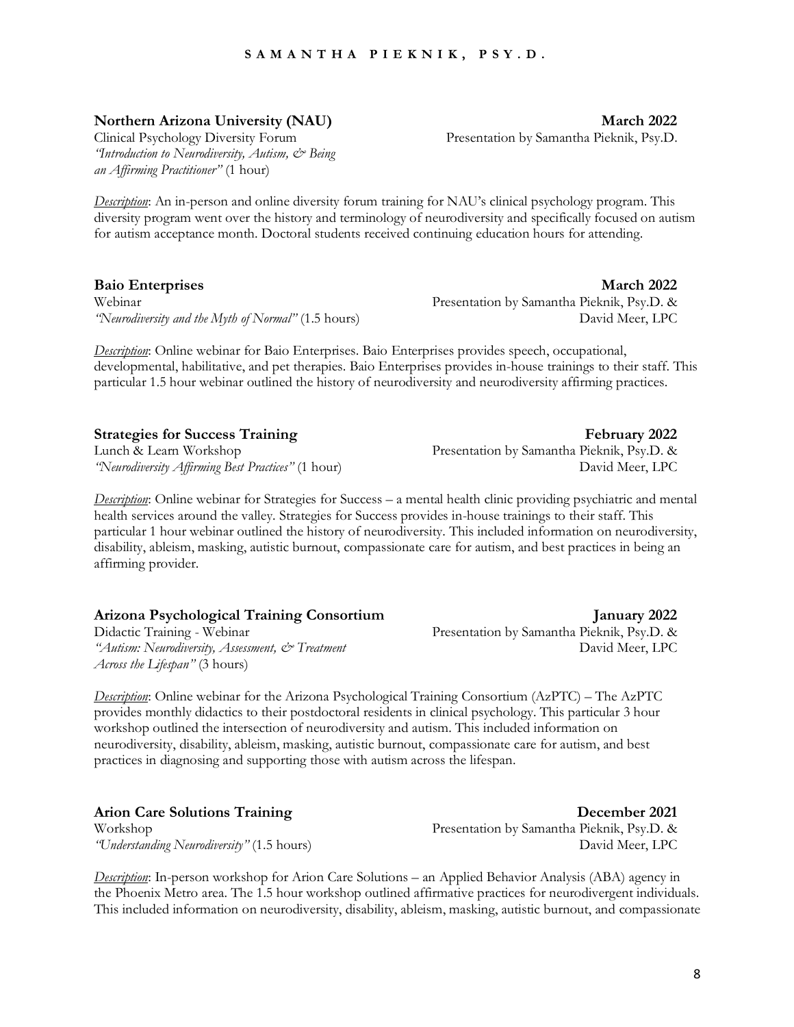**Northern Arizona University (NAU)** **March 2022**
Clinical Psychology Diversity Forum
*"Introduction to Neurodiversity, Autism, & Being an Affirming Practitioner"* (1 hour)
Presentation by Samantha Pieknik, Psy.D.

*Description*: An in-person and online diversity forum training for NAU's clinical psychology program. This diversity program went over the history and terminology of neurodiversity and specifically focused on autism for autism acceptance month. Doctoral students received continuing education hours for attending.

**Baio Enterprises** **March 2022**
Webinar
*"Neurodiversity and the Myth of Normal"* (1.5 hours)
Presentation by Samantha Pieknik, Psy.D. & David Meer, LPC

*Description*: Online webinar for Baio Enterprises. Baio Enterprises provides speech, occupational, developmental, habilitative, and pet therapies. Baio Enterprises provides in-house trainings to their staff. This particular 1.5 hour webinar outlined the history of neurodiversity and neurodiversity affirming practices.

**Strategies for Success Training** **February 2022**
Lunch & Learn Workshop
*"Neurodiversity Affirming Best Practices"* (1 hour)
Presentation by Samantha Pieknik, Psy.D. & David Meer, LPC

*Description*: Online webinar for Strategies for Success – a mental health clinic providing psychiatric and mental health services around the valley. Strategies for Success provides in-house trainings to their staff. This particular 1 hour webinar outlined the history of neurodiversity. This included information on neurodiversity, disability, ableism, masking, autistic burnout, compassionate care for autism, and best practices in being an affirming provider.

**Arizona Psychological Training Consortium** **January 2022**
Didactic Training - Webinar
*"Autism: Neurodiversity, Assessment, & Treatment Across the Lifespan"* (3 hours)
Presentation by Samantha Pieknik, Psy.D. & David Meer, LPC

*Description*: Online webinar for the Arizona Psychological Training Consortium (AzPTC) – The AzPTC provides monthly didactics to their postdoctoral residents in clinical psychology. This particular 3 hour workshop outlined the intersection of neurodiversity and autism. This included information on neurodiversity, disability, ableism, masking, autistic burnout, compassionate care for autism, and best practices in diagnosing and supporting those with autism across the lifespan.

**Arion Care Solutions Training** **December 2021**
Workshop
*"Understanding Neurodiversity"* (1.5 hours)
Presentation by Samantha Pieknik, Psy.D. & David Meer, LPC

*Description*: In-person workshop for Arion Care Solutions – an Applied Behavior Analysis (ABA) agency in the Phoenix Metro area. The 1.5 hour workshop outlined affirmative practices for neurodivergent individuals. This included information on neurodiversity, disability, ableism, masking, autistic burnout, and compassionate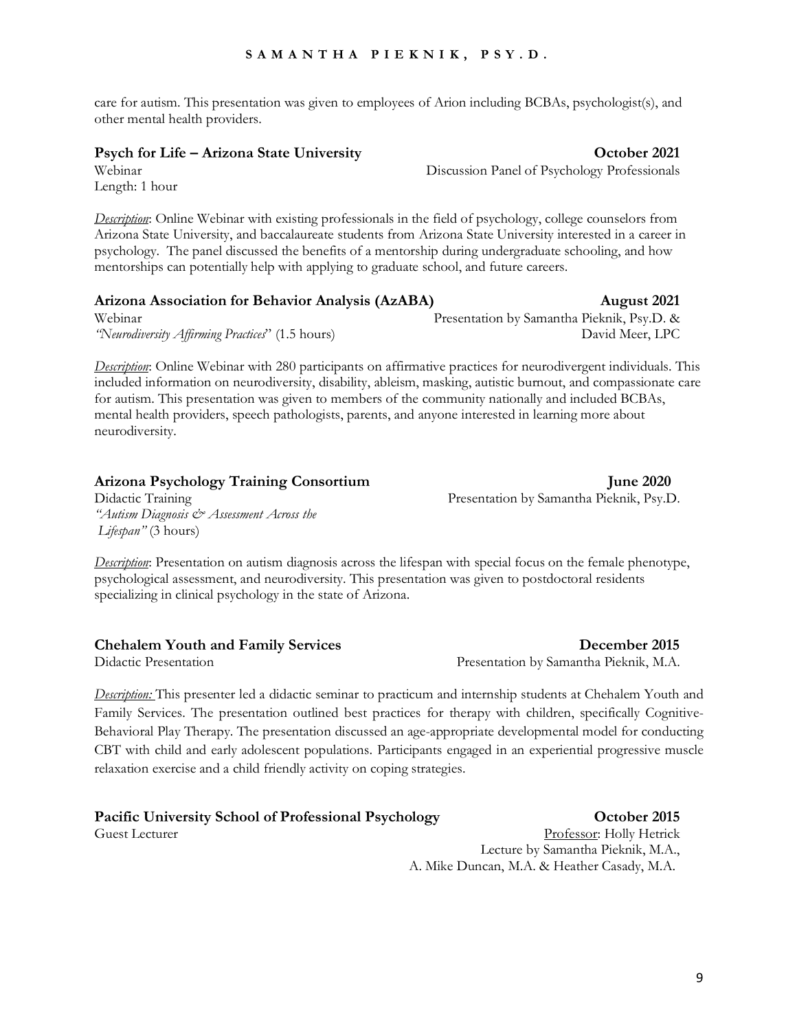care for autism. This presentation was given to employees of Arion including BCBAs, psychologist(s), and other mental health providers.

**Psych for Life – Arizona State University** **October 2021**
Webinar — Discussion Panel of Psychology Professionals
Length: 1 hour

*Description*: Online Webinar with existing professionals in the field of psychology, college counselors from Arizona State University, and baccalaureate students from Arizona State University interested in a career in psychology. The panel discussed the benefits of a mentorship during undergraduate schooling, and how mentorships can potentially help with applying to graduate school, and future careers.

**Arizona Association for Behavior Analysis (AzABA)** **August 2021**
Webinar — Presentation by Samantha Pieknik, Psy.D. & David Meer, LPC
*"Neurodiversity Affirming Practices*" (1.5 hours)

*Description*: Online Webinar with 280 participants on affirmative practices for neurodivergent individuals. This included information on neurodiversity, disability, ableism, masking, autistic burnout, and compassionate care for autism. This presentation was given to members of the community nationally and included BCBAs, mental health providers, speech pathologists, parents, and anyone interested in learning more about neurodiversity.

**Arizona Psychology Training Consortium** **June 2020**
Didactic Training — Presentation by Samantha Pieknik, Psy.D.
*"Autism Diagnosis & Assessment Across the Lifespan"* (3 hours)

*Description*: Presentation on autism diagnosis across the lifespan with special focus on the female phenotype, psychological assessment, and neurodiversity. This presentation was given to postdoctoral residents specializing in clinical psychology in the state of Arizona.

**Chehalem Youth and Family Services** **December 2015**
Didactic Presentation — Presentation by Samantha Pieknik, M.A.

*Description:* This presenter led a didactic seminar to practicum and internship students at Chehalem Youth and Family Services. The presentation outlined best practices for therapy with children, specifically Cognitive-Behavioral Play Therapy. The presentation discussed an age-appropriate developmental model for conducting CBT with child and early adolescent populations. Participants engaged in an experiential progressive muscle relaxation exercise and a child friendly activity on coping strategies.

**Pacific University School of Professional Psychology** **October 2015**
Guest Lecturer — Professor: Holly Hetrick
Lecture by Samantha Pieknik, M.A., A. Mike Duncan, M.A. & Heather Casady, M.A.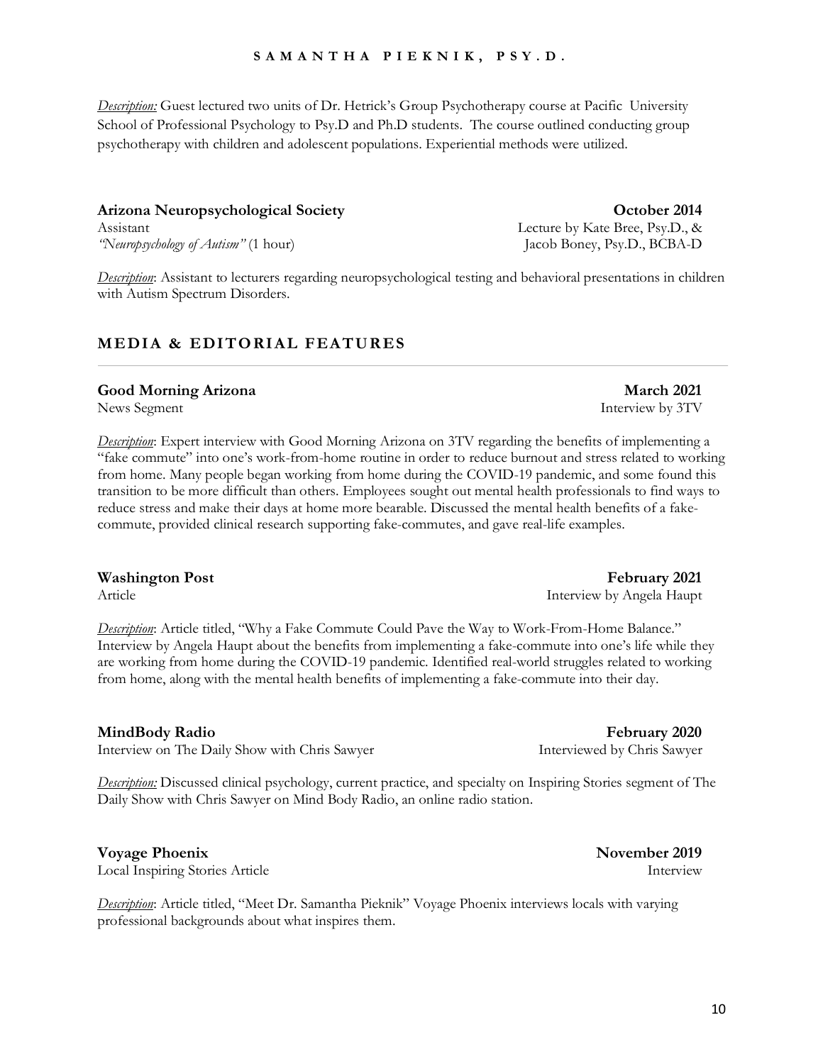*Description:* Guest lectured two units of Dr. Hetrick's Group Psychotherapy course at Pacific University School of Professional Psychology to Psy.D and Ph.D students. The course outlined conducting group psychotherapy with children and adolescent populations. Experiential methods were utilized.

**Arizona Neuropsychological Society** — **October 2014**

Assistant — Lecture by Kate Bree, Psy.D., &

*"Neuropsychology of Autism"* (1 hour) — Jacob Boney, Psy.D., BCBA-D

*Description*: Assistant to lecturers regarding neuropsychological testing and behavioral presentations in children with Autism Spectrum Disorders.

## MEDIA & EDITORIAL FEATURES

**Good Morning Arizona** — **March 2021**

News Segment — Interview by 3TV

*Description*: Expert interview with Good Morning Arizona on 3TV regarding the benefits of implementing a "fake commute" into one's work-from-home routine in order to reduce burnout and stress related to working from home. Many people began working from home during the COVID-19 pandemic, and some found this transition to be more difficult than others. Employees sought out mental health professionals to find ways to reduce stress and make their days at home more bearable. Discussed the mental health benefits of a fake-commute, provided clinical research supporting fake-commutes, and gave real-life examples.

**Washington Post** — **February 2021**

Article — Interview by Angela Haupt

*Description*: Article titled, "Why a Fake Commute Could Pave the Way to Work-From-Home Balance." Interview by Angela Haupt about the benefits from implementing a fake-commute into one's life while they are working from home during the COVID-19 pandemic. Identified real-world struggles related to working from home, along with the mental health benefits of implementing a fake-commute into their day.

**MindBody Radio** — **February 2020**

Interview on The Daily Show with Chris Sawyer — Interviewed by Chris Sawyer

*Description:* Discussed clinical psychology, current practice, and specialty on Inspiring Stories segment of The Daily Show with Chris Sawyer on Mind Body Radio, an online radio station.

**Voyage Phoenix** — **November 2019**

Local Inspiring Stories Article — Interview

*Description*: Article titled, "Meet Dr. Samantha Pieknik" Voyage Phoenix interviews locals with varying professional backgrounds about what inspires them.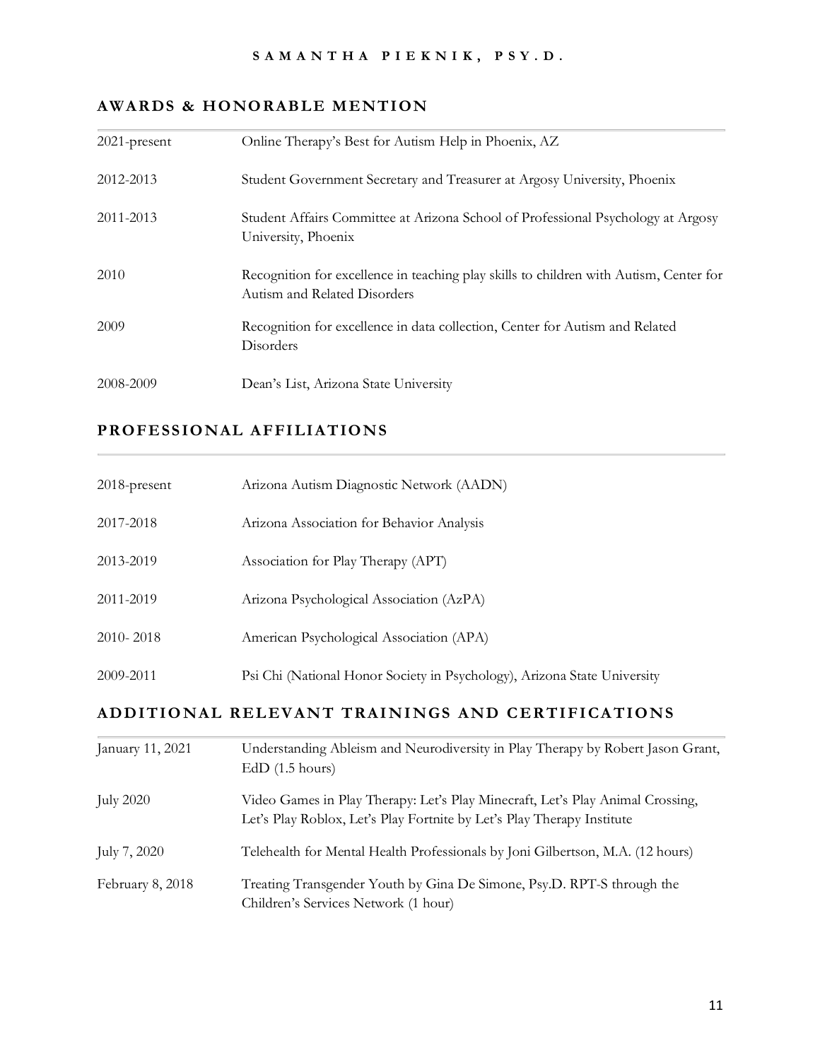## AWARDS & HONORABLE MENTION

| | |
|---|---|
| 2021-present | Online Therapy's Best for Autism Help in Phoenix, AZ |
| 2012-2013 | Student Government Secretary and Treasurer at Argosy University, Phoenix |
| 2011-2013 | Student Affairs Committee at Arizona School of Professional Psychology at Argosy University, Phoenix |
| 2010 | Recognition for excellence in teaching play skills to children with Autism, Center for Autism and Related Disorders |
| 2009 | Recognition for excellence in data collection, Center for Autism and Related Disorders |
| 2008-2009 | Dean's List, Arizona State University |

## PROFESSIONAL AFFILIATIONS

| | |
|---|---|
| 2018-present | Arizona Autism Diagnostic Network (AADN) |
| 2017-2018 | Arizona Association for Behavior Analysis |
| 2013-2019 | Association for Play Therapy (APT) |
| 2011-2019 | Arizona Psychological Association (AzPA) |
| 2010- 2018 | American Psychological Association (APA) |
| 2009-2011 | Psi Chi (National Honor Society in Psychology), Arizona State University |

## ADDITIONAL RELEVANT TRAININGS AND CERTIFICATIONS

| | |
|---|---|
| January 11, 2021 | Understanding Ableism and Neurodiversity in Play Therapy by Robert Jason Grant, EdD (1.5 hours) |
| July 2020 | Video Games in Play Therapy: Let's Play Minecraft, Let's Play Animal Crossing, Let's Play Roblox, Let's Play Fortnite by Let's Play Therapy Institute |
| July 7, 2020 | Telehealth for Mental Health Professionals by Joni Gilbertson, M.A. (12 hours) |
| February 8, 2018 | Treating Transgender Youth by Gina De Simone, Psy.D. RPT-S through the Children's Services Network (1 hour) |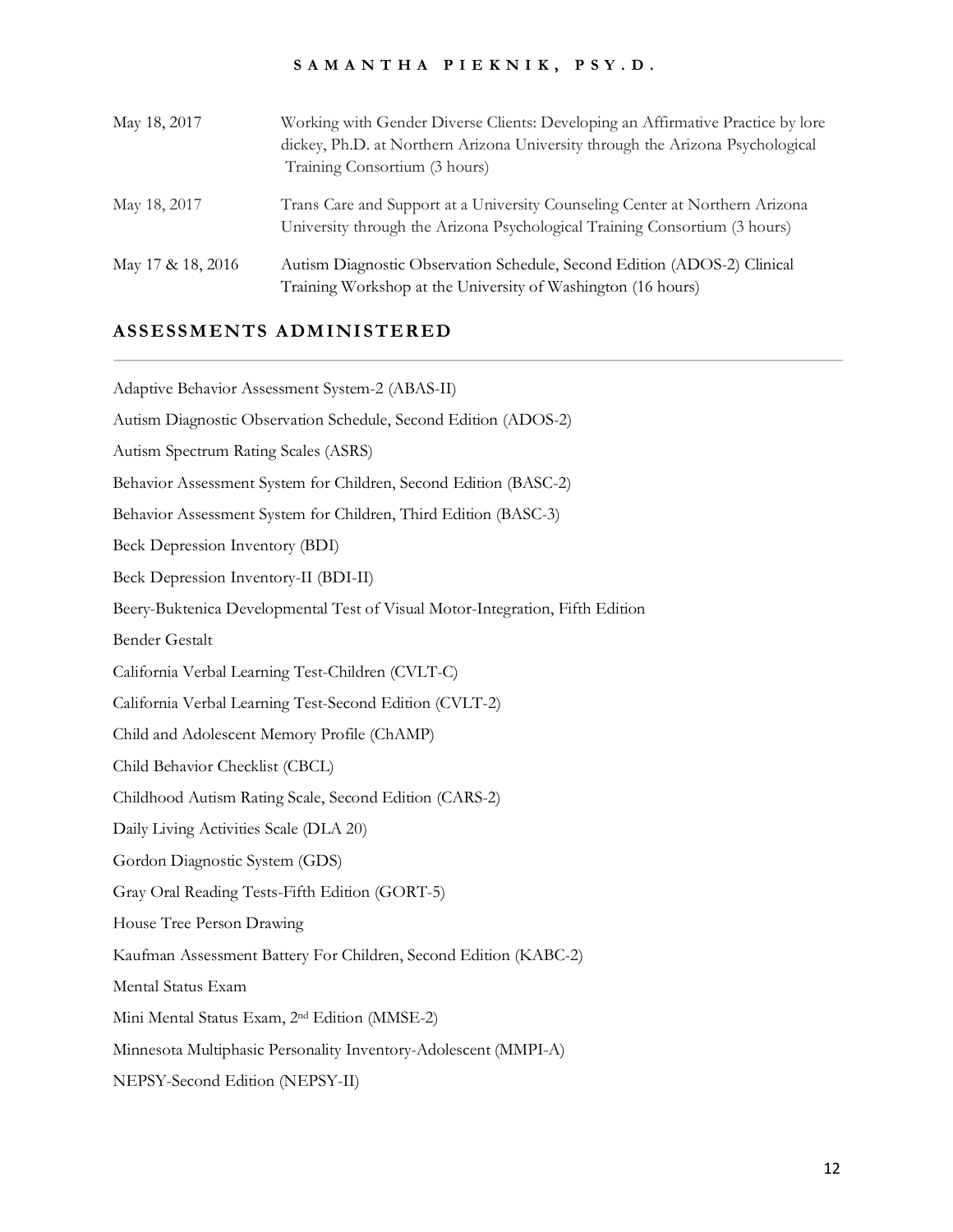| | |
|---|---|
| May 18, 2017 | Working with Gender Diverse Clients: Developing an Affirmative Practice by lore dickey, Ph.D. at Northern Arizona University through the Arizona Psychological Training Consortium (3 hours) |
| May 18, 2017 | Trans Care and Support at a University Counseling Center at Northern Arizona University through the Arizona Psychological Training Consortium (3 hours) |
| May 17 & 18, 2016 | Autism Diagnostic Observation Schedule, Second Edition (ADOS-2) Clinical Training Workshop at the University of Washington (16 hours) |

## ASSESSMENTS ADMINISTERED

Adaptive Behavior Assessment System-2 (ABAS-II)

Autism Diagnostic Observation Schedule, Second Edition (ADOS-2)

Autism Spectrum Rating Scales (ASRS)

Behavior Assessment System for Children, Second Edition (BASC-2)

Behavior Assessment System for Children, Third Edition (BASC-3)

Beck Depression Inventory (BDI)

Beck Depression Inventory-II (BDI-II)

Beery-Buktenica Developmental Test of Visual Motor-Integration, Fifth Edition

Bender Gestalt

California Verbal Learning Test-Children (CVLT-C)

California Verbal Learning Test-Second Edition (CVLT-2)

Child and Adolescent Memory Profile (ChAMP)

Child Behavior Checklist (CBCL)

Childhood Autism Rating Scale, Second Edition (CARS-2)

Daily Living Activities Scale (DLA 20)

Gordon Diagnostic System (GDS)

Gray Oral Reading Tests-Fifth Edition (GORT-5)

House Tree Person Drawing

Kaufman Assessment Battery For Children, Second Edition (KABC-2)

Mental Status Exam

Mini Mental Status Exam, 2nd Edition (MMSE-2)

Minnesota Multiphasic Personality Inventory-Adolescent (MMPI-A)

NEPSY-Second Edition (NEPSY-II)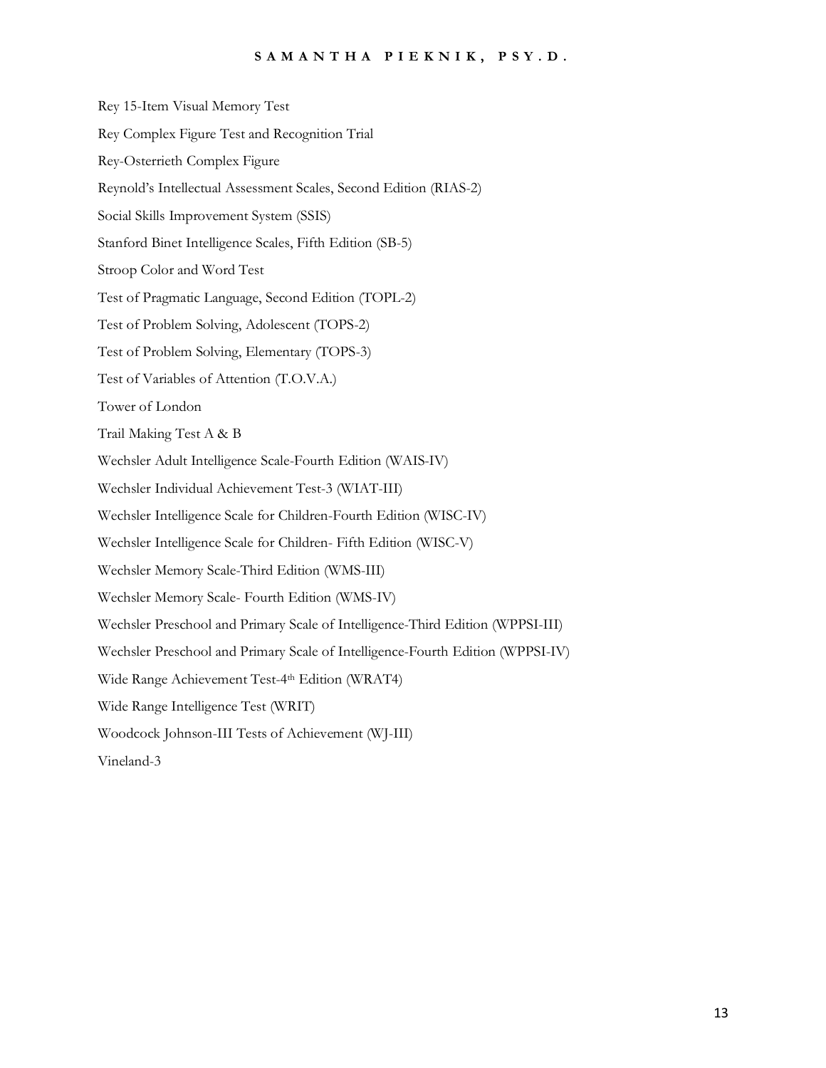Rey 15-Item Visual Memory Test

Rey Complex Figure Test and Recognition Trial

Rey-Osterrieth Complex Figure

Reynold's Intellectual Assessment Scales, Second Edition (RIAS-2)

Social Skills Improvement System (SSIS)

Stanford Binet Intelligence Scales, Fifth Edition (SB-5)

Stroop Color and Word Test

Test of Pragmatic Language, Second Edition (TOPL-2)

Test of Problem Solving, Adolescent (TOPS-2)

Test of Problem Solving, Elementary (TOPS-3)

Test of Variables of Attention (T.O.V.A.)

Tower of London

Trail Making Test A & B

Wechsler Adult Intelligence Scale-Fourth Edition (WAIS-IV)

Wechsler Individual Achievement Test-3 (WIAT-III)

Wechsler Intelligence Scale for Children-Fourth Edition (WISC-IV)

Wechsler Intelligence Scale for Children- Fifth Edition (WISC-V)

Wechsler Memory Scale-Third Edition (WMS-III)

Wechsler Memory Scale- Fourth Edition (WMS-IV)

Wechsler Preschool and Primary Scale of Intelligence-Third Edition (WPPSI-III)

Wechsler Preschool and Primary Scale of Intelligence-Fourth Edition (WPPSI-IV)

Wide Range Achievement Test-4th Edition (WRAT4)

Wide Range Intelligence Test (WRIT)

Woodcock Johnson-III Tests of Achievement (WJ-III)

Vineland-3